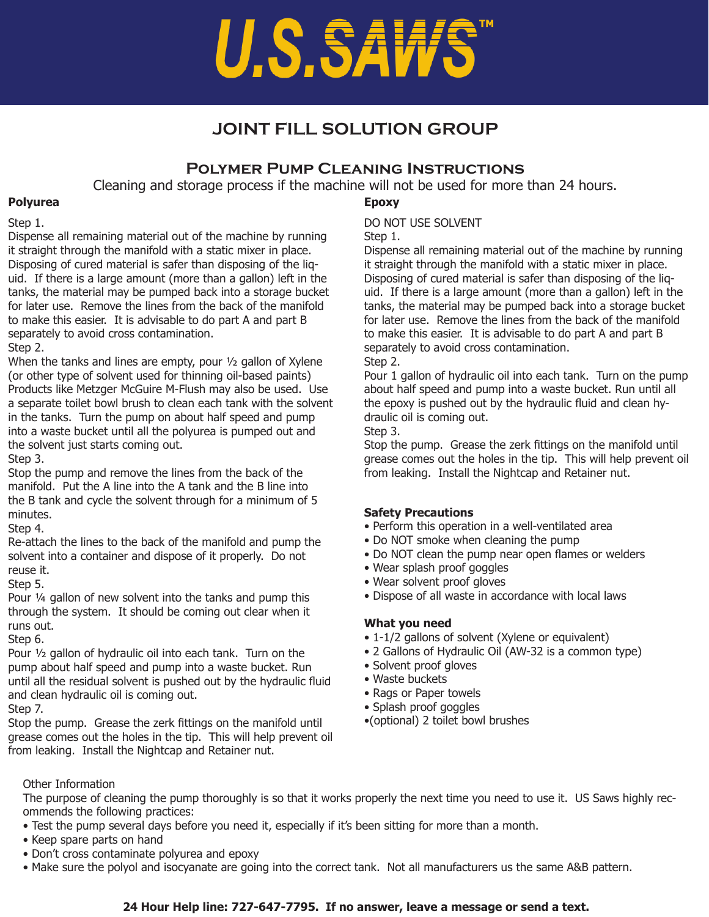# U.S.SAWS™

## JOINT FILL SOLUTION GROUP

### Polymer Pump Cleaning Instructions

Cleaning and storage process if the machine will not be used for more than 24 hours.

**Polyurea**

Step 1.
Dispense all remaining material out of the machine by running it straight through the manifold with a static mixer in place. Disposing of cured material is safer than disposing of the liquid. If there is a large amount (more than a gallon) left in the tanks, the material may be pumped back into a storage bucket for later use. Remove the lines from the back of the manifold to make this easier. It is advisable to do part A and part B separately to avoid cross contamination.

Step 2.
When the tanks and lines are empty, pour ½ gallon of Xylene (or other type of solvent used for thinning oil-based paints) Products like Metzger McGuire M-Flush may also be used. Use a separate toilet bowl brush to clean each tank with the solvent in the tanks. Turn the pump on about half speed and pump into a waste bucket until all the polyurea is pumped out and the solvent just starts coming out.

Step 3.
Stop the pump and remove the lines from the back of the manifold. Put the A line into the A tank and the B line into the B tank and cycle the solvent through for a minimum of 5 minutes.

Step 4.
Re-attach the lines to the back of the manifold and pump the solvent into a container and dispose of it properly. Do not reuse it.

Step 5.
Pour ¼ gallon of new solvent into the tanks and pump this through the system. It should be coming out clear when it runs out.

Step 6.
Pour ½ gallon of hydraulic oil into each tank. Turn on the pump about half speed and pump into a waste bucket. Run until all the residual solvent is pushed out by the hydraulic fluid and clean hydraulic oil is coming out.

Step 7.
Stop the pump. Grease the zerk fittings on the manifold until grease comes out the holes in the tip. This will help prevent oil from leaking. Install the Nightcap and Retainer nut.

**Epoxy**

DO NOT USE SOLVENT

Step 1.
Dispense all remaining material out of the machine by running it straight through the manifold with a static mixer in place. Disposing of cured material is safer than disposing of the liquid. If there is a large amount (more than a gallon) left in the tanks, the material may be pumped back into a storage bucket for later use. Remove the lines from the back of the manifold to make this easier. It is advisable to do part A and part B separately to avoid cross contamination.

Step 2.
Pour 1 gallon of hydraulic oil into each tank. Turn on the pump about half speed and pump into a waste bucket. Run until all the epoxy is pushed out by the hydraulic fluid and clean hydraulic oil is coming out.

Step 3.
Stop the pump. Grease the zerk fittings on the manifold until grease comes out the holes in the tip. This will help prevent oil from leaking. Install the Nightcap and Retainer nut.

**Safety Precautions**

- Perform this operation in a well-ventilated area
- Do NOT smoke when cleaning the pump
- Do NOT clean the pump near open flames or welders
- Wear splash proof goggles
- Wear solvent proof gloves
- Dispose of all waste in accordance with local laws

**What you need**

- 1-1/2 gallons of solvent (Xylene or equivalent)
- 2 Gallons of Hydraulic Oil (AW-32 is a common type)
- Solvent proof gloves
- Waste buckets
- Rags or Paper towels
- Splash proof goggles
- (optional) 2 toilet bowl brushes

Other Information

The purpose of cleaning the pump thoroughly is so that it works properly the next time you need to use it. US Saws highly recommends the following practices:

- Test the pump several days before you need it, especially if it's been sitting for more than a month.
- Keep spare parts on hand
- Don't cross contaminate polyurea and epoxy
- Make sure the polyol and isocyanate are going into the correct tank. Not all manufacturers us the same A&B pattern.

**24 Hour Help line: 727-647-7795. If no answer, leave a message or send a text.**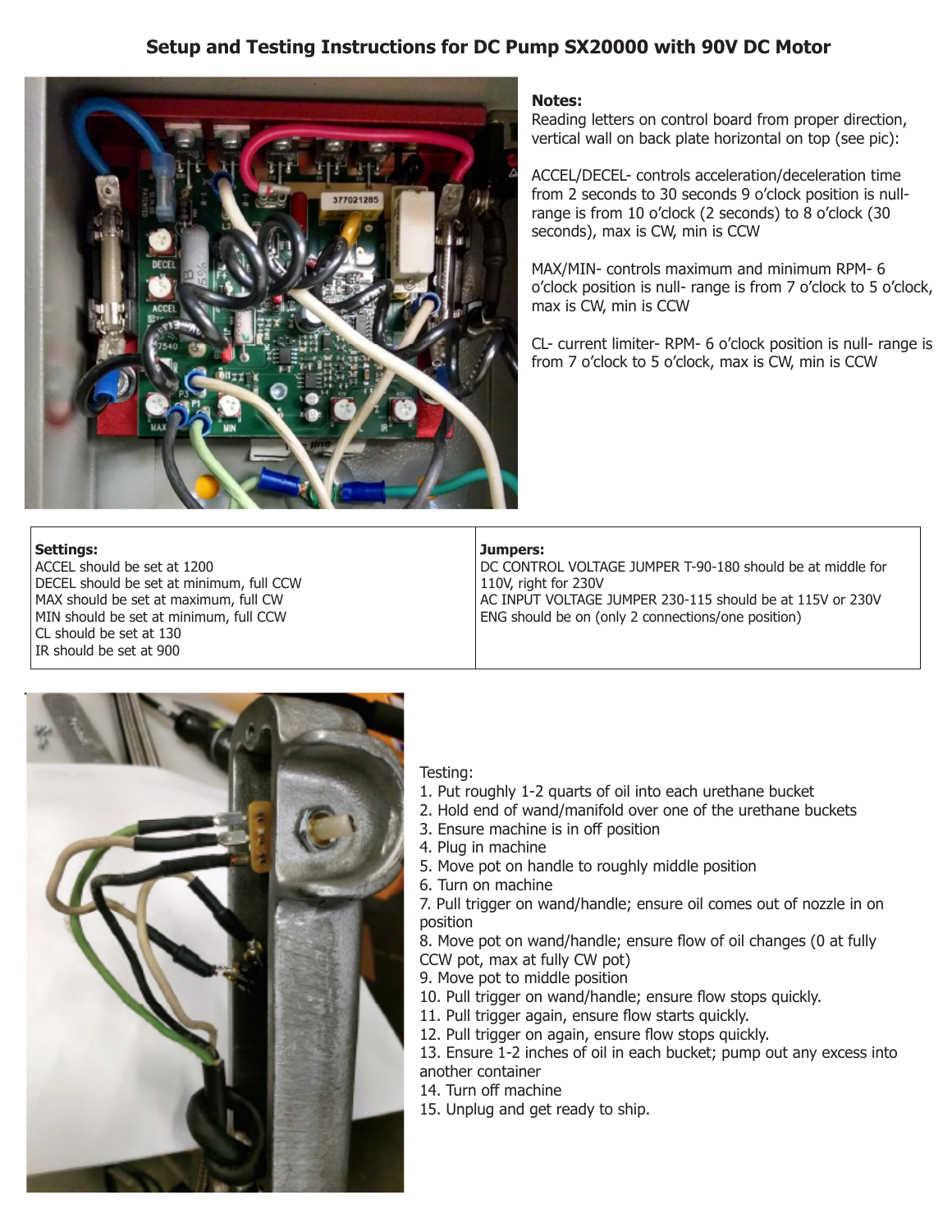## Setup and Testing Instructions for DC Pump SX20000 with 90V DC Motor

**Notes:**
Reading letters on control board from proper direction, vertical wall on back plate horizontal on top (see pic):

ACCEL/DECEL- controls acceleration/deceleration time from 2 seconds to 30 seconds 9 o'clock position is null- range is from 10 o'clock (2 seconds) to 8 o'clock (30 seconds), max is CW, min is CCW

MAX/MIN- controls maximum and minimum RPM- 6 o'clock position is null- range is from 7 o'clock to 5 o'clock, max is CW, min is CCW

CL- current limiter- RPM- 6 o'clock position is null- range is from 7 o'clock to 5 o'clock, max is CW, min is CCW

| | |
|---|---|
| **Settings:**<br>ACCEL should be set at 1200<br>DECEL should be set at minimum, full CCW<br>MAX should be set at maximum, full CW<br>MIN should be set at minimum, full CCW<br>CL should be set at 130<br>IR should be set at 900 | **Jumpers:**<br>DC CONTROL VOLTAGE JUMPER T-90-180 should be at middle for 110V, right for 230V<br>AC INPUT VOLTAGE JUMPER 230-115 should be at 115V or 230V<br>ENG should be on (only 2 connections/one position) |

Testing:

1. Put roughly 1-2 quarts of oil into each urethane bucket
2. Hold end of wand/manifold over one of the urethane buckets
3. Ensure machine is in off position
4. Plug in machine
5. Move pot on handle to roughly middle position
6. Turn on machine
7. Pull trigger on wand/handle; ensure oil comes out of nozzle in on position
8. Move pot on wand/handle; ensure flow of oil changes (0 at fully CCW pot, max at fully CW pot)
9. Move pot to middle position
10. Pull trigger on wand/handle; ensure flow stops quickly.
11. Pull trigger again, ensure flow starts quickly.
12. Pull trigger on again, ensure flow stops quickly.
13. Ensure 1-2 inches of oil in each bucket; pump out any excess into another container
14. Turn off machine
15. Unplug and get ready to ship.